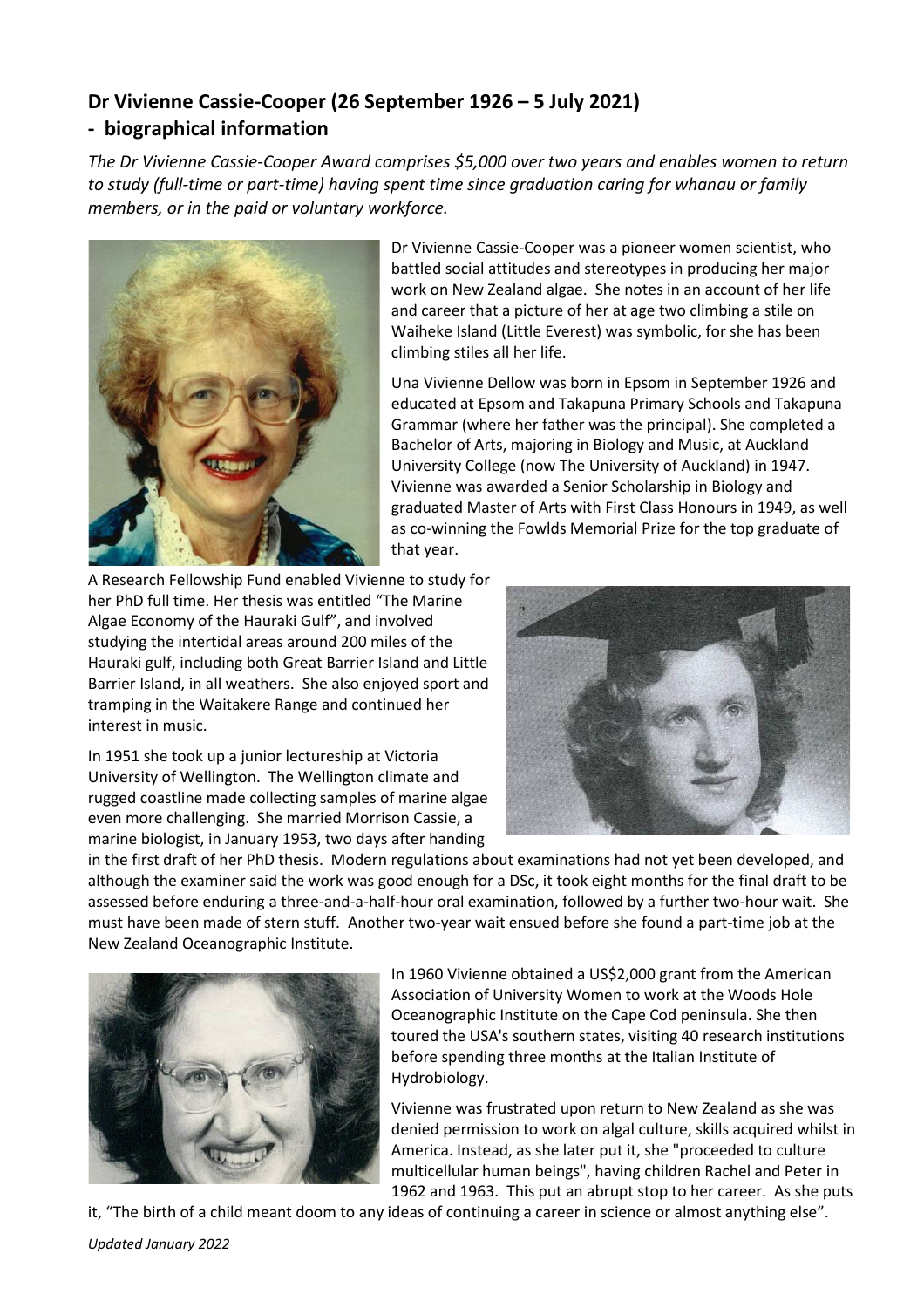## Dr Vivienne Cassie-Cooper (26 September 1926 – 5 July 2021)
## - biographical information

*The Dr Vivienne Cassie-Cooper Award comprises $5,000 over two years and enables women to return to study (full-time or part-time) having spent time since graduation caring for whanau or family members, or in the paid or voluntary workforce.*

Dr Vivienne Cassie-Cooper was a pioneer women scientist, who battled social attitudes and stereotypes in producing her major work on New Zealand algae. She notes in an account of her life and career that a picture of her at age two climbing a stile on Waiheke Island (Little Everest) was symbolic, for she has been climbing stiles all her life.

Una Vivienne Dellow was born in Epsom in September 1926 and educated at Epsom and Takapuna Primary Schools and Takapuna Grammar (where her father was the principal). She completed a Bachelor of Arts, majoring in Biology and Music, at Auckland University College (now The University of Auckland) in 1947. Vivienne was awarded a Senior Scholarship in Biology and graduated Master of Arts with First Class Honours in 1949, as well as co-winning the Fowlds Memorial Prize for the top graduate of that year.

A Research Fellowship Fund enabled Vivienne to study for her PhD full time. Her thesis was entitled "The Marine Algae Economy of the Hauraki Gulf", and involved studying the intertidal areas around 200 miles of the Hauraki gulf, including both Great Barrier Island and Little Barrier Island, in all weathers. She also enjoyed sport and tramping in the Waitakere Range and continued her interest in music.

In 1951 she took up a junior lectureship at Victoria University of Wellington. The Wellington climate and rugged coastline made collecting samples of marine algae even more challenging. She married Morrison Cassie, a marine biologist, in January 1953, two days after handing in the first draft of her PhD thesis. Modern regulations about examinations had not yet been developed, and although the examiner said the work was good enough for a DSc, it took eight months for the final draft to be assessed before enduring a three-and-a-half-hour oral examination, followed by a further two-hour wait. She must have been made of stern stuff. Another two-year wait ensued before she found a part-time job at the New Zealand Oceanographic Institute.

In 1960 Vivienne obtained a US$2,000 grant from the American Association of University Women to work at the Woods Hole Oceanographic Institute on the Cape Cod peninsula. She then toured the USA's southern states, visiting 40 research institutions before spending three months at the Italian Institute of Hydrobiology.

Vivienne was frustrated upon return to New Zealand as she was denied permission to work on algal culture, skills acquired whilst in America. Instead, as she later put it, she "proceeded to culture multicellular human beings", having children Rachel and Peter in 1962 and 1963. This put an abrupt stop to her career. As she puts it, "The birth of a child meant doom to any ideas of continuing a career in science or almost anything else".

*Updated January 2022*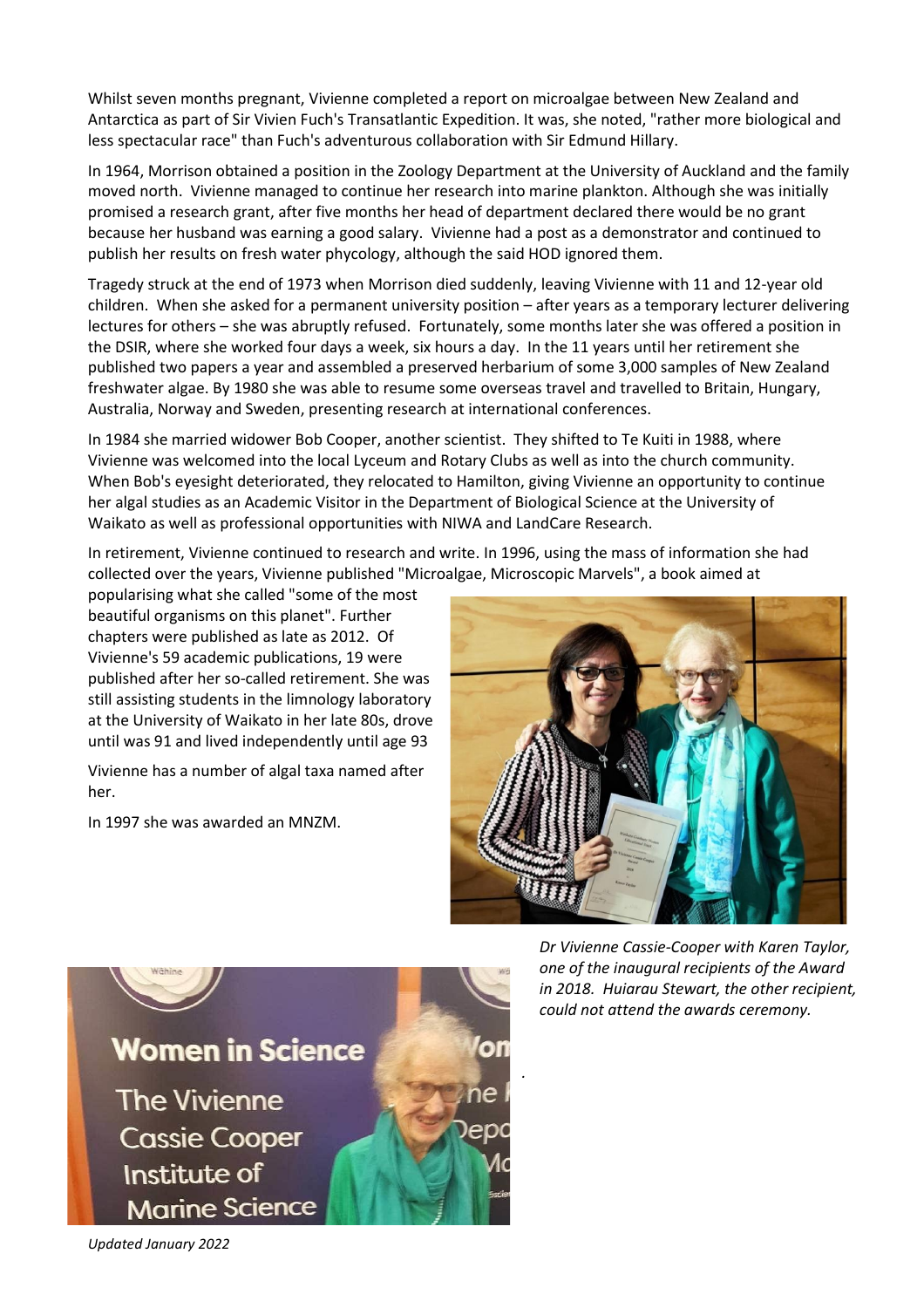Whilst seven months pregnant, Vivienne completed a report on microalgae between New Zealand and Antarctica as part of Sir Vivien Fuch's Transatlantic Expedition. It was, she noted, "rather more biological and less spectacular race" than Fuch's adventurous collaboration with Sir Edmund Hillary.

In 1964, Morrison obtained a position in the Zoology Department at the University of Auckland and the family moved north. Vivienne managed to continue her research into marine plankton. Although she was initially promised a research grant, after five months her head of department declared there would be no grant because her husband was earning a good salary. Vivienne had a post as a demonstrator and continued to publish her results on fresh water phycology, although the said HOD ignored them.

Tragedy struck at the end of 1973 when Morrison died suddenly, leaving Vivienne with 11 and 12-year old children. When she asked for a permanent university position – after years as a temporary lecturer delivering lectures for others – she was abruptly refused. Fortunately, some months later she was offered a position in the DSIR, where she worked four days a week, six hours a day. In the 11 years until her retirement she published two papers a year and assembled a preserved herbarium of some 3,000 samples of New Zealand freshwater algae. By 1980 she was able to resume some overseas travel and travelled to Britain, Hungary, Australia, Norway and Sweden, presenting research at international conferences.

In 1984 she married widower Bob Cooper, another scientist. They shifted to Te Kuiti in 1988, where Vivienne was welcomed into the local Lyceum and Rotary Clubs as well as into the church community. When Bob's eyesight deteriorated, they relocated to Hamilton, giving Vivienne an opportunity to continue her algal studies as an Academic Visitor in the Department of Biological Science at the University of Waikato as well as professional opportunities with NIWA and LandCare Research.

In retirement, Vivienne continued to research and write. In 1996, using the mass of information she had collected over the years, Vivienne published "Microalgae, Microscopic Marvels", a book aimed at popularising what she called "some of the most beautiful organisms on this planet". Further chapters were published as late as 2012. Of Vivienne's 59 academic publications, 19 were published after her so-called retirement. She was still assisting students in the limnology laboratory at the University of Waikato in her late 80s, drove until was 91 and lived independently until age 93

Vivienne has a number of algal taxa named after her.

In 1997 she was awarded an MNZM.

*Dr Vivienne Cassie-Cooper with Karen Taylor, one of the inaugural recipients of the Award in 2018. Huiarau Stewart, the other recipient, could not attend the awards ceremony.*

*Updated January 2022*